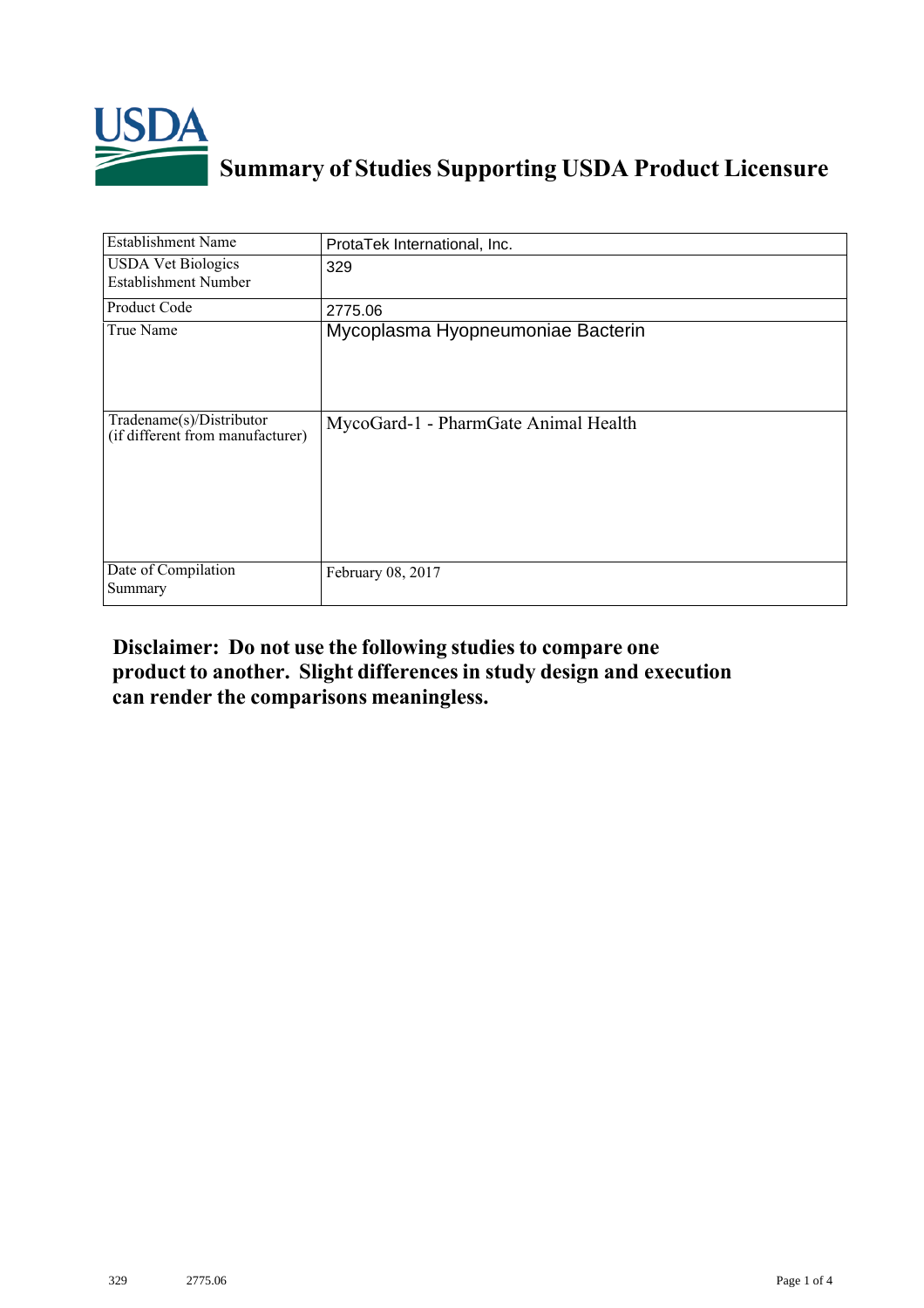# Summary of Studies Supporting USDA Product Licensure

| Establishment Name | ProtaTek International, Inc. |
|---|---|
| USDA Vet Biologics Establishment Number | 329 |
| Product Code | 2775.06 |
| True Name | Mycoplasma Hyopneumoniae Bacterin |
| Tradename(s)/Distributor (if different from manufacturer) | MycoGard-1 - PharmGate Animal Health |
| Date of Compilation Summary | February 08, 2017 |

**Disclaimer: Do not use the following studies to compare one product to another. Slight differences in study design and execution can render the comparisons meaningless.**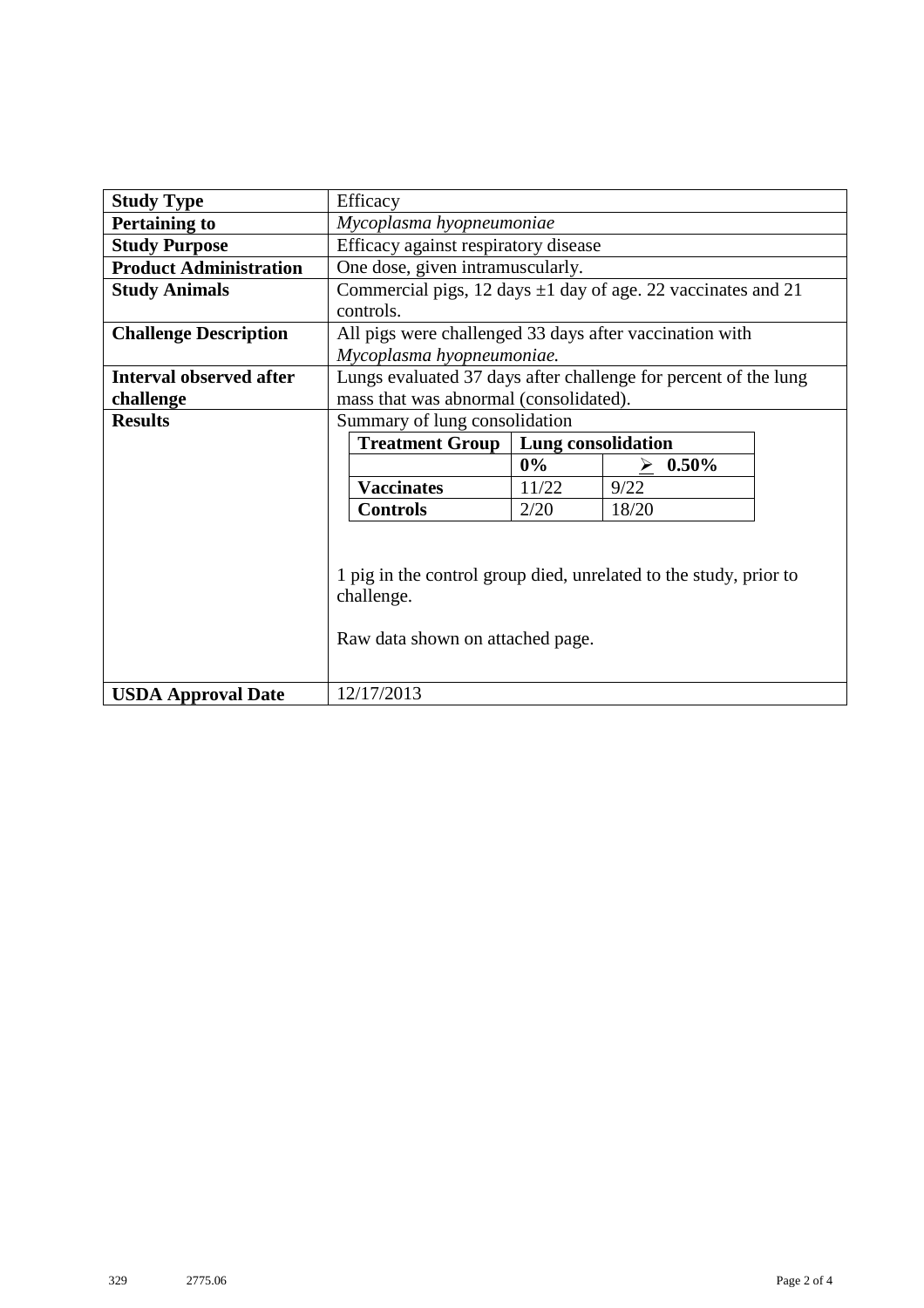| Study Type | Efficacy |
|---|---|
| **Pertaining to** | *Mycoplasma hyopneumoniae* |
| **Study Purpose** | Efficacy against respiratory disease |
| **Product Administration** | One dose, given intramuscularly. |
| **Study Animals** | Commercial pigs, 12 days ±1 day of age. 22 vaccinates and 21 controls. |
| **Challenge Description** | All pigs were challenged 33 days after vaccination with *Mycoplasma hyopneumoniae.* |
| **Interval observed after challenge** | Lungs evaluated 37 days after challenge for percent of the lung mass that was abnormal (consolidated). |
| **Results** | Summary of lung consolidation |
| **USDA Approval Date** | 12/17/2013 |

Summary of lung consolidation

| Treatment Group | Lung consolidation | |
|---|---|---|
| | **0%** | **≥ 0.50%** |
| **Vaccinates** | 11/22 | 9/22 |
| **Controls** | 2/20 | 18/20 |

1 pig in the control group died, unrelated to the study, prior to challenge.

Raw data shown on attached page.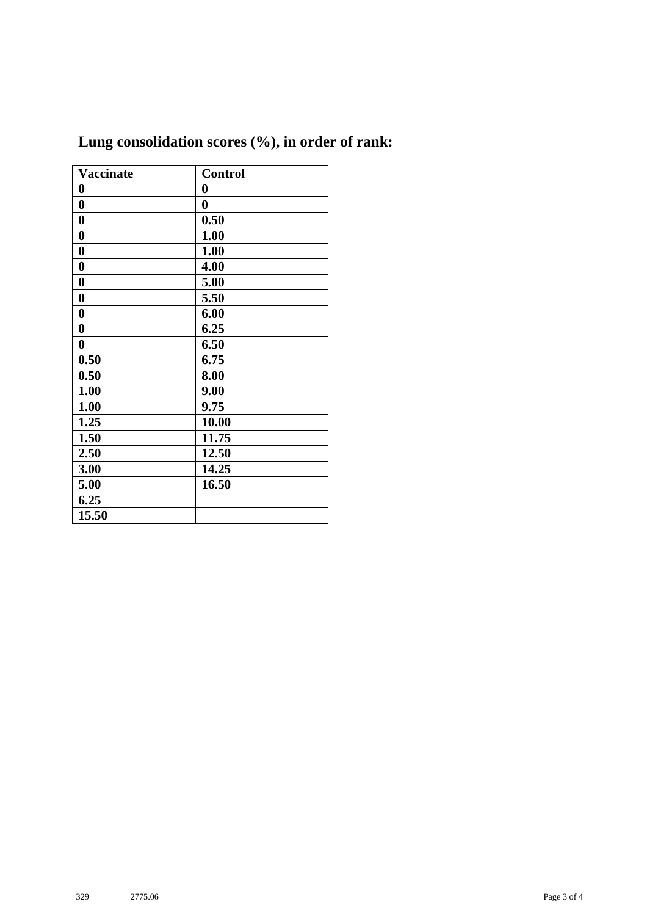## Lung consolidation scores (%), in order of rank:

| Vaccinate | Control |
| --- | --- |
| 0 | 0 |
| 0 | 0 |
| 0 | 0.50 |
| 0 | 1.00 |
| 0 | 1.00 |
| 0 | 4.00 |
| 0 | 5.00 |
| 0 | 5.50 |
| 0 | 6.00 |
| 0 | 6.25 |
| 0 | 6.50 |
| 0.50 | 6.75 |
| 0.50 | 8.00 |
| 1.00 | 9.00 |
| 1.00 | 9.75 |
| 1.25 | 10.00 |
| 1.50 | 11.75 |
| 2.50 | 12.50 |
| 3.00 | 14.25 |
| 5.00 | 16.50 |
| 6.25 | |
| 15.50 | |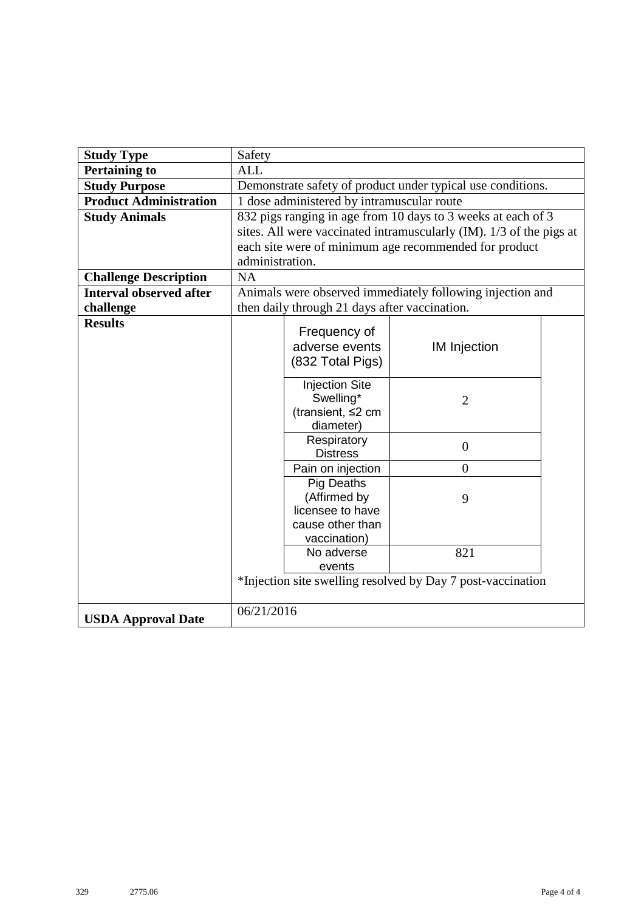| | |
|---|---|
| **Study Type** | Safety |
| **Pertaining to** | ALL |
| **Study Purpose** | Demonstrate safety of product under typical use conditions. |
| **Product Administration** | 1 dose administered by intramuscular route |
| **Study Animals** | 832 pigs ranging in age from 10 days to 3 weeks at each of 3 sites. All were vaccinated intramuscularly (IM). 1/3 of the pigs at each site were of minimum age recommended for product administration. |
| **Challenge Description** | NA |
| **Interval observed after challenge** | Animals were observed immediately following injection and then daily through 21 days after vaccination. |
| **Results** | See table below |
| **USDA Approval Date** | 06/21/2016 |

| Frequency of adverse events (832 Total Pigs) | IM Injection |
|---|---|
| Injection Site Swelling* (transient, ≤2 cm diameter) | 2 |
| Respiratory Distress | 0 |
| Pain on injection | 0 |
| Pig Deaths (Affirmed by licensee to have cause other than vaccination) | 9 |
| No adverse events | 821 |

*Injection site swelling resolved by Day 7 post-vaccination